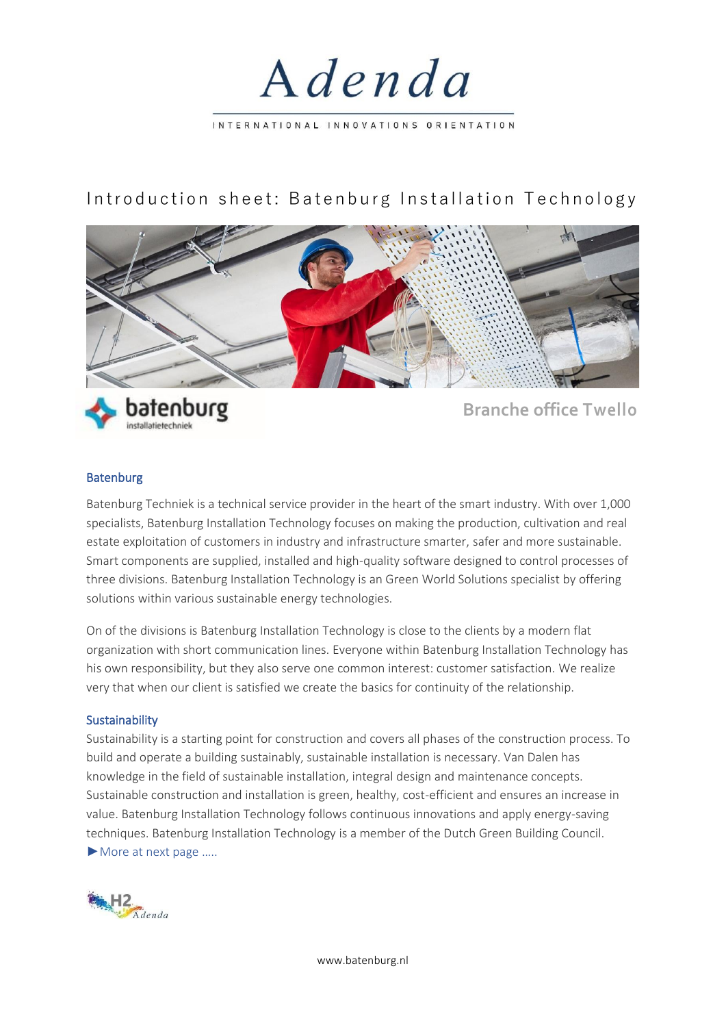# Adenda

INTERNATIONAL INNOVATIONS ORIENTATION

## Introduction sheet: Batenburg Installation Technology

batenburg installatietechniek

**Branche office Twello**

### Batenburg

Batenburg Techniek is a technical service provider in the heart of the smart industry. With over 1,000 specialists, Batenburg Installation Technology focuses on making the production, cultivation and real estate exploitation of customers in industry and infrastructure smarter, safer and more sustainable. Smart components are supplied, installed and high-quality software designed to control processes of three divisions. Batenburg Installation Technology is an Green World Solutions specialist by offering solutions within various sustainable energy technologies.

On of the divisions is Batenburg Installation Technology is close to the clients by a modern flat organization with short communication lines. Everyone within Batenburg Installation Technology has his own responsibility, but they also serve one common interest: customer satisfaction. We realize very that when our client is satisfied we create the basics for continuity of the relationship.

### Sustainability

Sustainability is a starting point for construction and covers all phases of the construction process. To build and operate a building sustainably, sustainable installation is necessary. Van Dalen has knowledge in the field of sustainable installation, integral design and maintenance concepts. Sustainable construction and installation is green, healthy, cost-efficient and ensures an increase in value. Batenburg Installation Technology follows continuous innovations and apply energy-saving techniques. Batenburg Installation Technology is a member of the Dutch Green Building Council.

►More at next page .....

H2 Adenda

www.batenburg.nl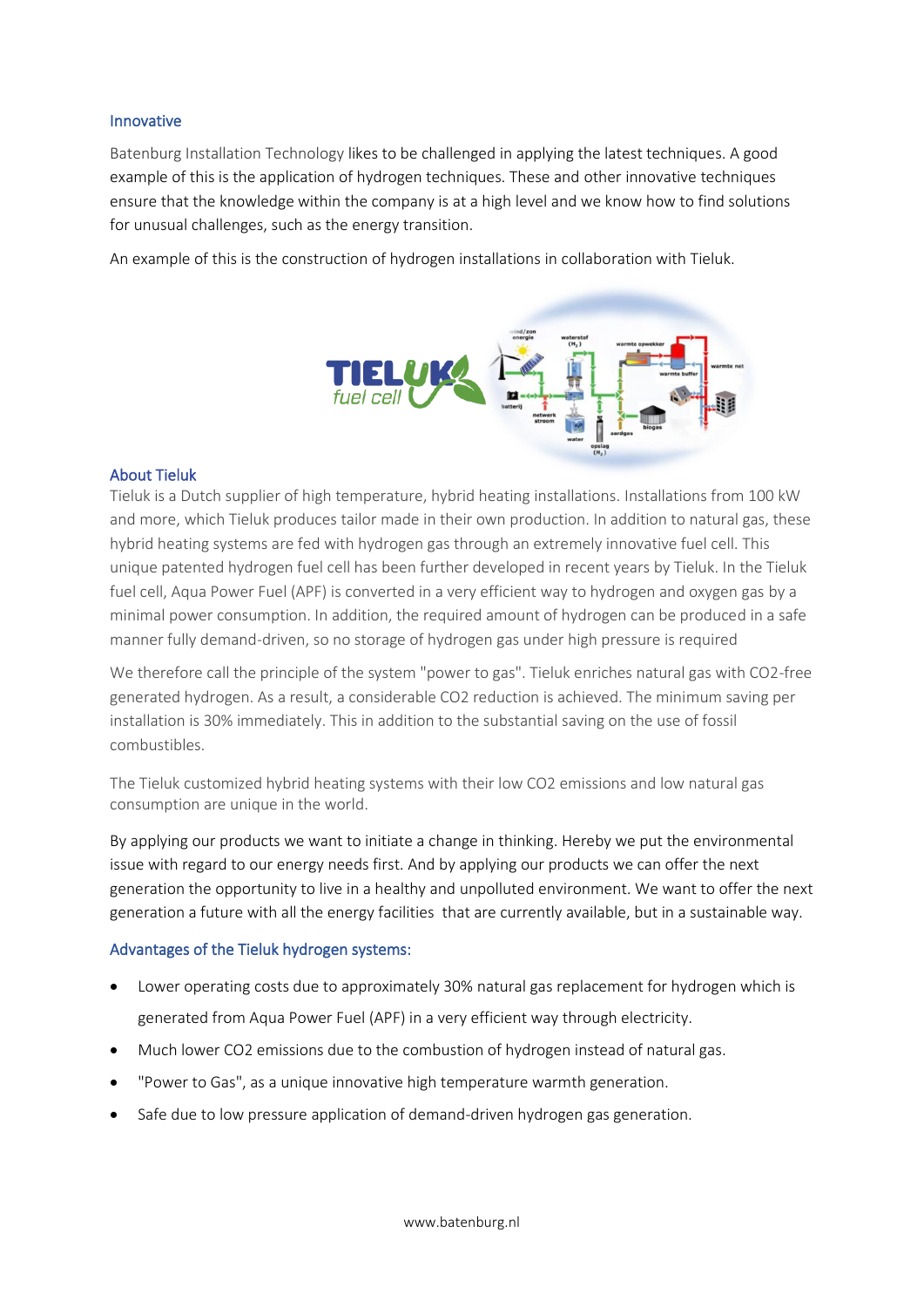## Innovative

Batenburg Installation Technology likes to be challenged in applying the latest techniques. A good example of this is the application of hydrogen techniques. These and other innovative techniques ensure that the knowledge within the company is at a high level and we know how to find solutions for unusual challenges, such as the energy transition.

An example of this is the construction of hydrogen installations in collaboration with Tieluk.

## About Tieluk

Tieluk is a Dutch supplier of high temperature, hybrid heating installations. Installations from 100 kW and more, which Tieluk produces tailor made in their own production. In addition to natural gas, these hybrid heating systems are fed with hydrogen gas through an extremely innovative fuel cell. This unique patented hydrogen fuel cell has been further developed in recent years by Tieluk. In the Tieluk fuel cell, Aqua Power Fuel (APF) is converted in a very efficient way to hydrogen and oxygen gas by a minimal power consumption. In addition, the required amount of hydrogen can be produced in a safe manner fully demand-driven, so no storage of hydrogen gas under high pressure is required

We therefore call the principle of the system "power to gas". Tieluk enriches natural gas with CO2-free generated hydrogen. As a result, a considerable CO2 reduction is achieved. The minimum saving per installation is 30% immediately. This in addition to the substantial saving on the use of fossil combustibles.

The Tieluk customized hybrid heating systems with their low CO2 emissions and low natural gas consumption are unique in the world.

By applying our products we want to initiate a change in thinking. Hereby we put the environmental issue with regard to our energy needs first. And by applying our products we can offer the next generation the opportunity to live in a healthy and unpolluted environment. We want to offer the next generation a future with all the energy facilities that are currently available, but in a sustainable way.

## Advantages of the Tieluk hydrogen systems:

- Lower operating costs due to approximately 30% natural gas replacement for hydrogen which is generated from Aqua Power Fuel (APF) in a very efficient way through electricity.
- Much lower CO2 emissions due to the combustion of hydrogen instead of natural gas.
- "Power to Gas", as a unique innovative high temperature warmth generation.
- Safe due to low pressure application of demand-driven hydrogen gas generation.